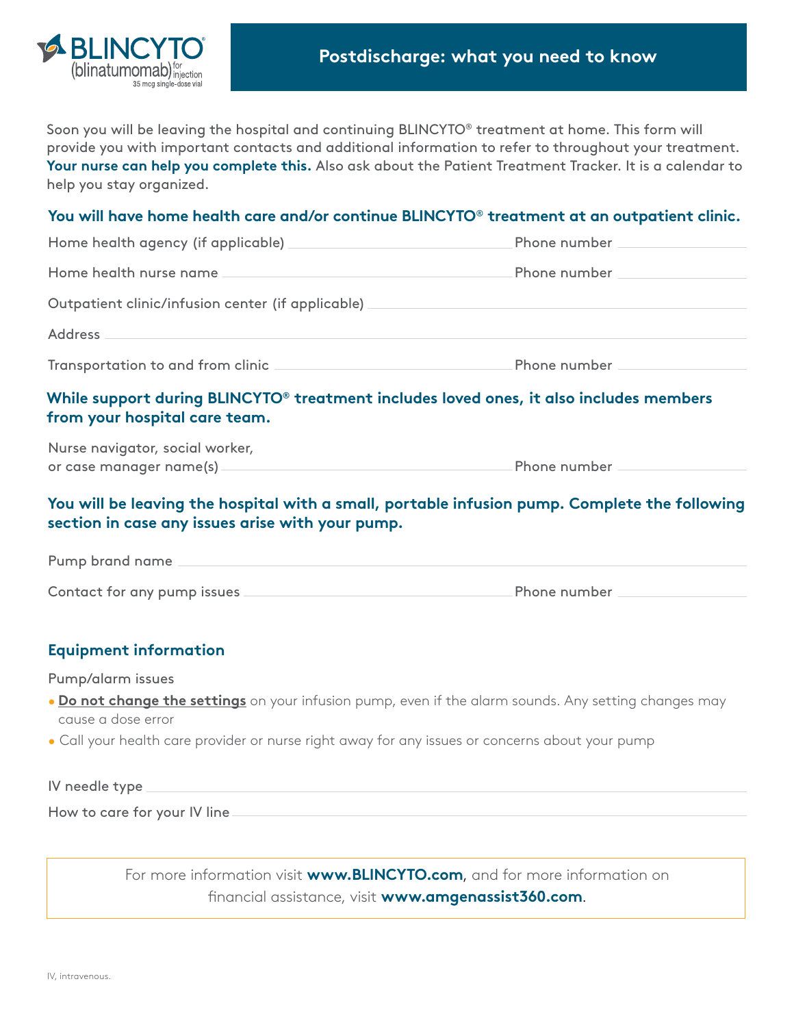BLINCYTO® (blinatumomab) for injection 35 mcg single-dose vial

# Postdischarge: what you need to know

Soon you will be leaving the hospital and continuing BLINCYTO® treatment at home. This form will provide you with important contacts and additional information to refer to throughout your treatment. **Your nurse can help you complete this.** Also ask about the Patient Treatment Tracker. It is a calendar to help you stay organized.

### You will have home health care and/or continue BLINCYTO® treatment at an outpatient clinic.

Home health agency (if applicable) ____________________ Phone number __________

Home health nurse name ____________________ Phone number __________

Outpatient clinic/infusion center (if applicable) ____________________

Address ____________________

Transportation to and from clinic ____________________ Phone number __________

### While support during BLINCYTO® treatment includes loved ones, it also includes members from your hospital care team.

Nurse navigator, social worker, or case manager name(s) ____________________ Phone number __________

### You will be leaving the hospital with a small, portable infusion pump. Complete the following section in case any issues arise with your pump.

Pump brand name ____________________

Contact for any pump issues ____________________ Phone number __________

### Equipment information

Pump/alarm issues

- **Do not change the settings** on your infusion pump, even if the alarm sounds. Any setting changes may cause a dose error
- Call your health care provider or nurse right away for any issues or concerns about your pump

IV needle type ____________________

How to care for your IV line ____________________

For more information visit **www.BLINCYTO.com**, and for more information on financial assistance, visit **www.amgenassist360.com**.

IV, intravenous.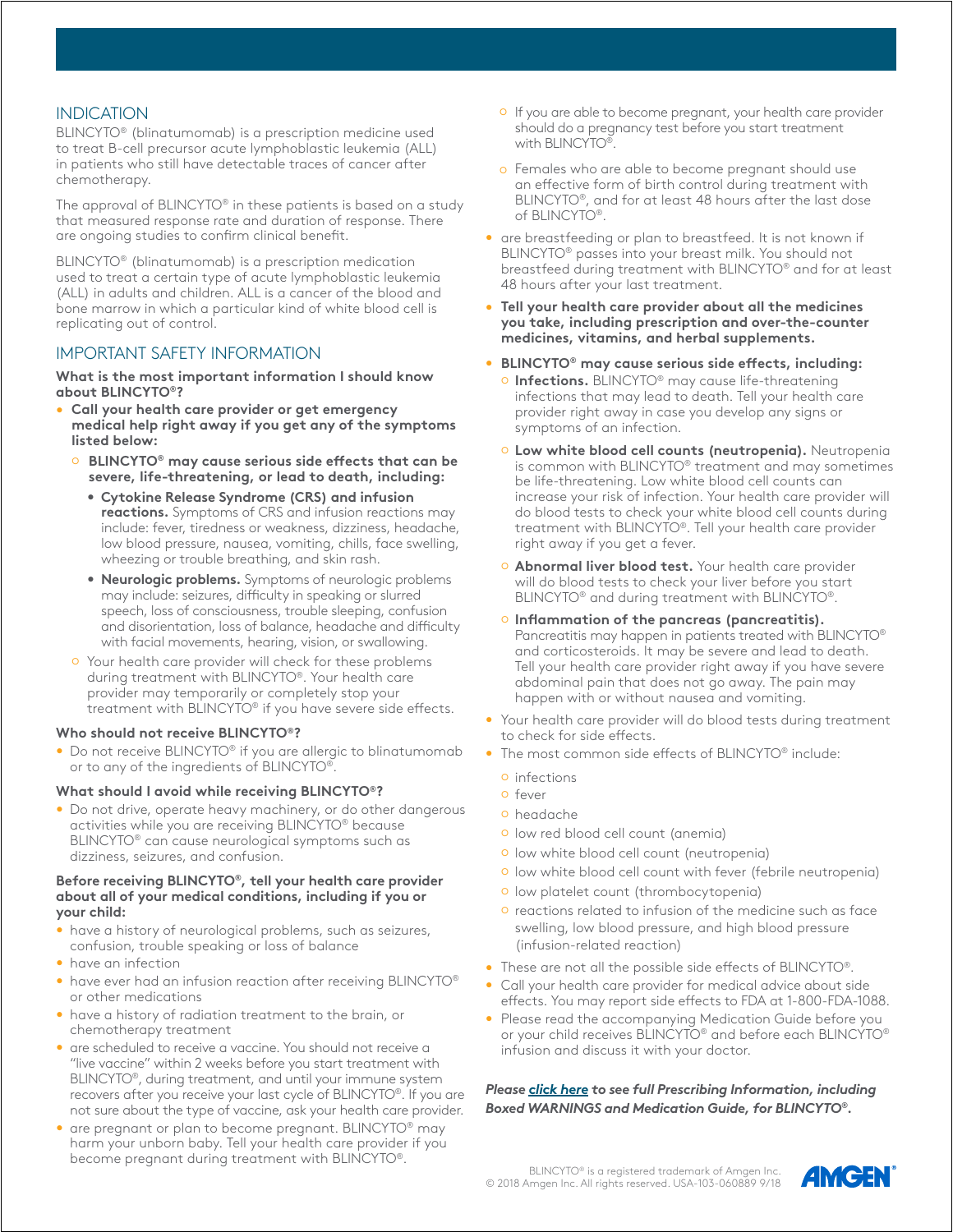## INDICATION

BLINCYTO® (blinatumomab) is a prescription medicine used to treat B-cell precursor acute lymphoblastic leukemia (ALL) in patients who still have detectable traces of cancer after chemotherapy.

The approval of BLINCYTO® in these patients is based on a study that measured response rate and duration of response. There are ongoing studies to confirm clinical benefit.

BLINCYTO® (blinatumomab) is a prescription medication used to treat a certain type of acute lymphoblastic leukemia (ALL) in adults and children. ALL is a cancer of the blood and bone marrow in which a particular kind of white blood cell is replicating out of control.

## IMPORTANT SAFETY INFORMATION

**What is the most important information I should know about BLINCYTO®?**

- **Call your health care provider or get emergency medical help right away if you get any of the symptoms listed below:**
  - **BLINCYTO® may cause serious side effects that can be severe, life-threatening, or lead to death, including:**
    - **Cytokine Release Syndrome (CRS) and infusion reactions.** Symptoms of CRS and infusion reactions may include: fever, tiredness or weakness, dizziness, headache, low blood pressure, nausea, vomiting, chills, face swelling, wheezing or trouble breathing, and skin rash.
    - **Neurologic problems.** Symptoms of neurologic problems may include: seizures, difficulty in speaking or slurred speech, loss of consciousness, trouble sleeping, confusion and disorientation, loss of balance, headache and difficulty with facial movements, hearing, vision, or swallowing.
  - Your health care provider will check for these problems during treatment with BLINCYTO®. Your health care provider may temporarily or completely stop your treatment with BLINCYTO® if you have severe side effects.

**Who should not receive BLINCYTO®?**

- Do not receive BLINCYTO® if you are allergic to blinatumomab or to any of the ingredients of BLINCYTO®.

**What should I avoid while receiving BLINCYTO®?**

- Do not drive, operate heavy machinery, or do other dangerous activities while you are receiving BLINCYTO® because BLINCYTO® can cause neurological symptoms such as dizziness, seizures, and confusion.

**Before receiving BLINCYTO®, tell your health care provider about all of your medical conditions, including if you or your child:**

- have a history of neurological problems, such as seizures, confusion, trouble speaking or loss of balance
- have an infection
- have ever had an infusion reaction after receiving BLINCYTO® or other medications
- have a history of radiation treatment to the brain, or chemotherapy treatment
- are scheduled to receive a vaccine. You should not receive a "live vaccine" within 2 weeks before you start treatment with BLINCYTO®, during treatment, and until your immune system recovers after you receive your last cycle of BLINCYTO®. If you are not sure about the type of vaccine, ask your health care provider.
- are pregnant or plan to become pregnant. BLINCYTO® may harm your unborn baby. Tell your health care provider if you become pregnant during treatment with BLINCYTO®.
  - If you are able to become pregnant, your health care provider should do a pregnancy test before you start treatment with BLINCYTO®.
  - Females who are able to become pregnant should use an effective form of birth control during treatment with BLINCYTO®, and for at least 48 hours after the last dose of BLINCYTO®.
- are breastfeeding or plan to breastfeed. It is not known if BLINCYTO® passes into your breast milk. You should not breastfeed during treatment with BLINCYTO® and for at least 48 hours after your last treatment.
- **Tell your health care provider about all the medicines you take, including prescription and over-the-counter medicines, vitamins, and herbal supplements.**
- **BLINCYTO® may cause serious side effects, including:**
  - **Infections.** BLINCYTO® may cause life-threatening infections that may lead to death. Tell your health care provider right away in case you develop any signs or symptoms of an infection.
  - **Low white blood cell counts (neutropenia).** Neutropenia is common with BLINCYTO® treatment and may sometimes be life-threatening. Low white blood cell counts can increase your risk of infection. Your health care provider will do blood tests to check your white blood cell counts during treatment with BLINCYTO®. Tell your health care provider right away if you get a fever.
  - **Abnormal liver blood test.** Your health care provider will do blood tests to check your liver before you start BLINCYTO® and during treatment with BLINCYTO®.
  - **Inflammation of the pancreas (pancreatitis).** Pancreatitis may happen in patients treated with BLINCYTO® and corticosteroids. It may be severe and lead to death. Tell your health care provider right away if you have severe abdominal pain that does not go away. The pain may happen with or without nausea and vomiting.
- Your health care provider will do blood tests during treatment to check for side effects.
- The most common side effects of BLINCYTO® include:
  - infections
  - fever
  - headache
  - low red blood cell count (anemia)
  - low white blood cell count (neutropenia)
  - low white blood cell count with fever (febrile neutropenia)
  - low platelet count (thrombocytopenia)
  - reactions related to infusion of the medicine such as face swelling, low blood pressure, and high blood pressure (infusion-related reaction)
- These are not all the possible side effects of BLINCYTO®.
- Call your health care provider for medical advice about side effects. You may report side effects to FDA at 1-800-FDA-1088.
- Please read the accompanying Medication Guide before you or your child receives BLINCYTO® and before each BLINCYTO® infusion and discuss it with your doctor.

***Please click here to see full Prescribing Information, including Boxed WARNINGS and Medication Guide, for BLINCYTO®.***

BLINCYTO® is a registered trademark of Amgen Inc.
© 2018 Amgen Inc. All rights reserved. USA-103-060889 9/18

AMGEN®